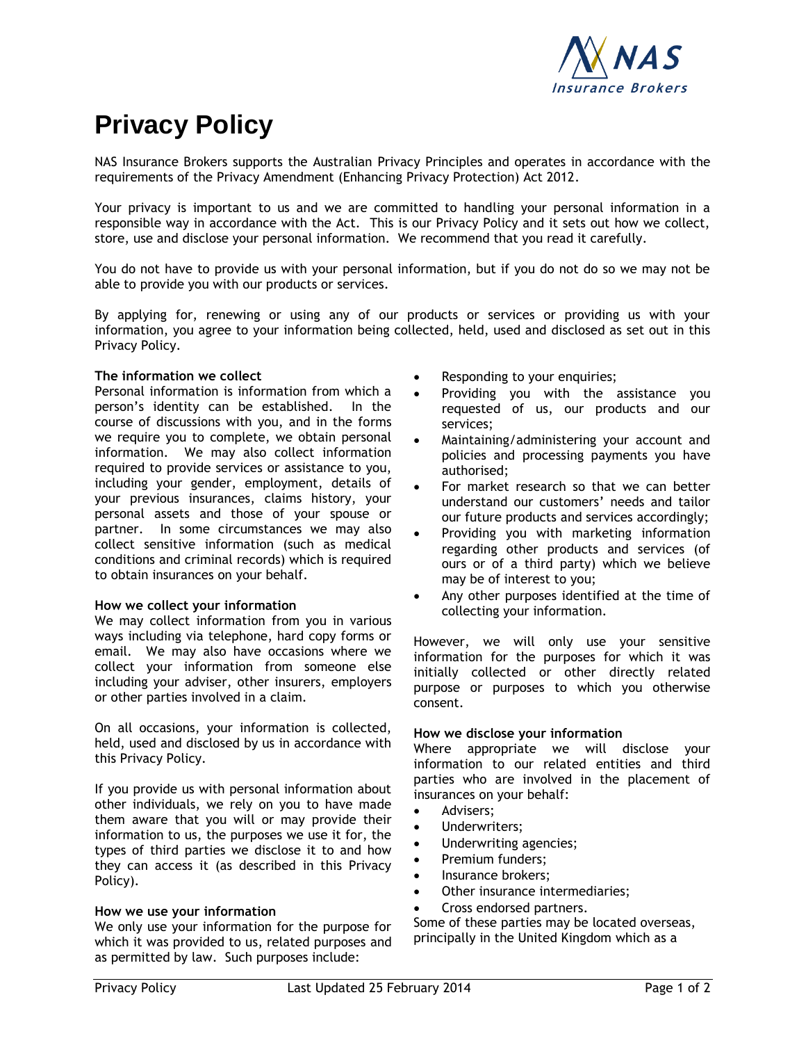# Privacy Policy

NAS Insurance Brokers supports the Australian Privacy Principles and operates in accordance with the requirements of the Privacy Amendment (Enhancing Privacy Protection) Act 2012.

Your privacy is important to us and we are committed to handling your personal information in a responsible way in accordance with the Act. This is our Privacy Policy and it sets out how we collect, store, use and disclose your personal information. We recommend that you read it carefully.

You do not have to provide us with your personal information, but if you do not do so we may not be able to provide you with our products or services.

By applying for, renewing or using any of our products or services or providing us with your information, you agree to your information being collected, held, used and disclosed as set out in this Privacy Policy.

**The information we collect**

Personal information is information from which a person's identity can be established. In the course of discussions with you, and in the forms we require you to complete, we obtain personal information. We may also collect information required to provide services or assistance to you, including your gender, employment, details of your previous insurances, claims history, your personal assets and those of your spouse or partner. In some circumstances we may also collect sensitive information (such as medical conditions and criminal records) which is required to obtain insurances on your behalf.

**How we collect your information**

We may collect information from you in various ways including via telephone, hard copy forms or email. We may also have occasions where we collect your information from someone else including your adviser, other insurers, employers or other parties involved in a claim.

On all occasions, your information is collected, held, used and disclosed by us in accordance with this Privacy Policy.

If you provide us with personal information about other individuals, we rely on you to have made them aware that you will or may provide their information to us, the purposes we use it for, the types of third parties we disclose it to and how they can access it (as described in this Privacy Policy).

**How we use your information**

We only use your information for the purpose for which it was provided to us, related purposes and as permitted by law. Such purposes include:

- Responding to your enquiries;
- Providing you with the assistance you requested of us, our products and our services;
- Maintaining/administering your account and policies and processing payments you have authorised;
- For market research so that we can better understand our customers' needs and tailor our future products and services accordingly;
- Providing you with marketing information regarding other products and services (of ours or of a third party) which we believe may be of interest to you;
- Any other purposes identified at the time of collecting your information.

However, we will only use your sensitive information for the purposes for which it was initially collected or other directly related purpose or purposes to which you otherwise consent.

**How we disclose your information**

Where appropriate we will disclose your information to our related entities and third parties who are involved in the placement of insurances on your behalf:

- Advisers;
- Underwriters;
- Underwriting agencies;
- Premium funders;
- Insurance brokers;
- Other insurance intermediaries;
- Cross endorsed partners.

Some of these parties may be located overseas, principally in the United Kingdom which as a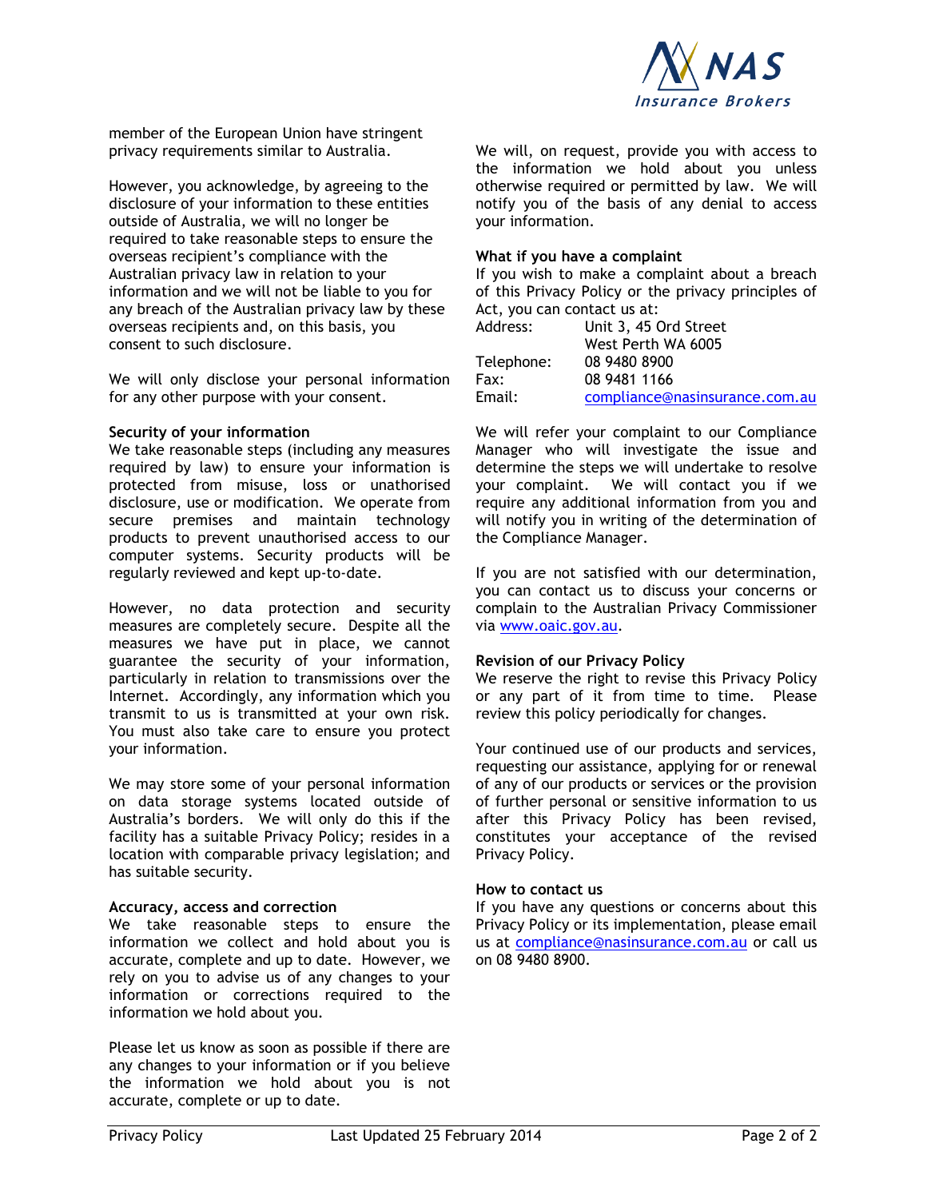member of the European Union have stringent privacy requirements similar to Australia.

However, you acknowledge, by agreeing to the disclosure of your information to these entities outside of Australia, we will no longer be required to take reasonable steps to ensure the overseas recipient's compliance with the Australian privacy law in relation to your information and we will not be liable to you for any breach of the Australian privacy law by these overseas recipients and, on this basis, you consent to such disclosure.

We will only disclose your personal information for any other purpose with your consent.

**Security of your information**

We take reasonable steps (including any measures required by law) to ensure your information is protected from misuse, loss or unathorised disclosure, use or modification. We operate from secure premises and maintain technology products to prevent unauthorised access to our computer systems. Security products will be regularly reviewed and kept up-to-date.

However, no data protection and security measures are completely secure. Despite all the measures we have put in place, we cannot guarantee the security of your information, particularly in relation to transmissions over the Internet. Accordingly, any information which you transmit to us is transmitted at your own risk. You must also take care to ensure you protect your information.

We may store some of your personal information on data storage systems located outside of Australia's borders. We will only do this if the facility has a suitable Privacy Policy; resides in a location with comparable privacy legislation; and has suitable security.

**Accuracy, access and correction**

We take reasonable steps to ensure the information we collect and hold about you is accurate, complete and up to date. However, we rely on you to advise us of any changes to your information or corrections required to the information we hold about you.

Please let us know as soon as possible if there are any changes to your information or if you believe the information we hold about you is not accurate, complete or up to date.

We will, on request, provide you with access to the information we hold about you unless otherwise required or permitted by law. We will notify you of the basis of any denial to access your information.

**What if you have a complaint**

If you wish to make a complaint about a breach of this Privacy Policy or the privacy principles of Act, you can contact us at:

| | |
|---|---|
| Address: | Unit 3, 45 Ord Street<br>West Perth WA 6005 |
| Telephone: | 08 9480 8900 |
| Fax: | 08 9481 1166 |
| Email: | compliance@nasinsurance.com.au |

We will refer your complaint to our Compliance Manager who will investigate the issue and determine the steps we will undertake to resolve your complaint. We will contact you if we require any additional information from you and will notify you in writing of the determination of the Compliance Manager.

If you are not satisfied with our determination, you can contact us to discuss your concerns or complain to the Australian Privacy Commissioner via www.oaic.gov.au.

**Revision of our Privacy Policy**

We reserve the right to revise this Privacy Policy or any part of it from time to time. Please review this policy periodically for changes.

Your continued use of our products and services, requesting our assistance, applying for or renewal of any of our products or services or the provision of further personal or sensitive information to us after this Privacy Policy has been revised, constitutes your acceptance of the revised Privacy Policy.

**How to contact us**

If you have any questions or concerns about this Privacy Policy or its implementation, please email us at compliance@nasinsurance.com.au or call us on 08 9480 8900.